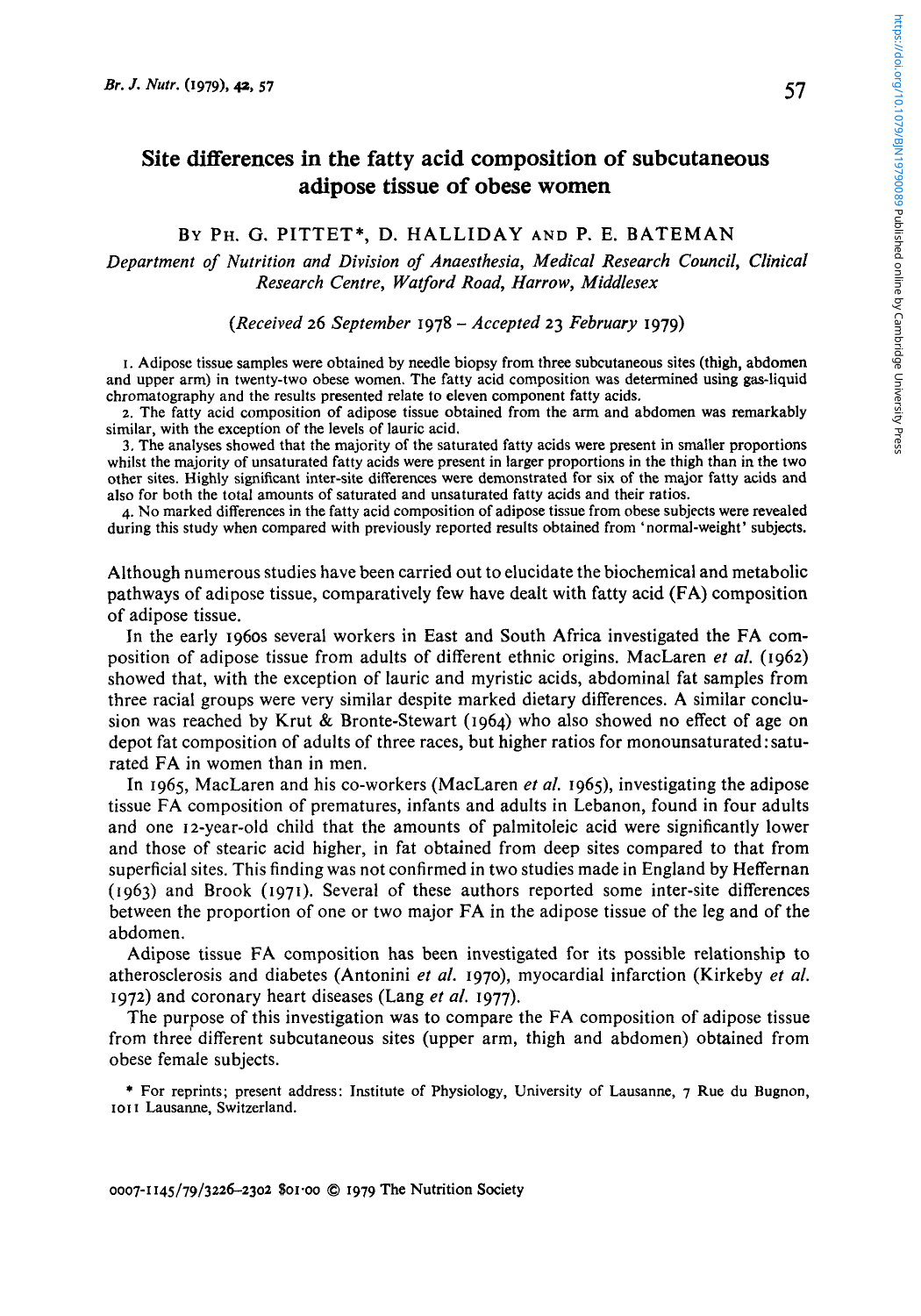# Site differences in the fatty acid composition of subcutaneous adipose tissue of obese women

By PH. G. PITTET*, D. HALLIDAY AND P. E. BATEMAN

*Department of Nutrition and Division of Anaesthesia, Medical Research Council, Clinical Research Centre, Watford Road, Harrow, Middlesex*

*(Received 26 September 1978 – Accepted 23 February 1979)*

1. Adipose tissue samples were obtained by needle biopsy from three subcutaneous sites (thigh, abdomen and upper arm) in twenty-two obese women. The fatty acid composition was determined using gas-liquid chromatography and the results presented relate to eleven component fatty acids.

2. The fatty acid composition of adipose tissue obtained from the arm and abdomen was remarkably similar, with the exception of the levels of lauric acid.

3. The analyses showed that the majority of the saturated fatty acids were present in smaller proportions whilst the majority of unsaturated fatty acids were present in larger proportions in the thigh than in the two other sites. Highly significant inter-site differences were demonstrated for six of the major fatty acids and also for both the total amounts of saturated and unsaturated fatty acids and their ratios.

4. No marked differences in the fatty acid composition of adipose tissue from obese subjects were revealed during this study when compared with previously reported results obtained from 'normal-weight' subjects.

Although numerous studies have been carried out to elucidate the biochemical and metabolic pathways of adipose tissue, comparatively few have dealt with fatty acid (FA) composition of adipose tissue.

In the early 1960s several workers in East and South Africa investigated the FA composition of adipose tissue from adults of different ethnic origins. MacLaren *et al.* (1962) showed that, with the exception of lauric and myristic acids, abdominal fat samples from three racial groups were very similar despite marked dietary differences. A similar conclusion was reached by Krut & Bronte-Stewart (1964) who also showed no effect of age on depot fat composition of adults of three races, but higher ratios for monounsaturated:saturated FA in women than in men.

In 1965, MacLaren and his co-workers (MacLaren *et al.* 1965), investigating the adipose tissue FA composition of prematures, infants and adults in Lebanon, found in four adults and one 12-year-old child that the amounts of palmitoleic acid were significantly lower and those of stearic acid higher, in fat obtained from deep sites compared to that from superficial sites. This finding was not confirmed in two studies made in England by Heffernan (1963) and Brook (1971). Several of these authors reported some inter-site differences between the proportion of one or two major FA in the adipose tissue of the leg and of the abdomen.

Adipose tissue FA composition has been investigated for its possible relationship to atherosclerosis and diabetes (Antonini *et al.* 1970), myocardial infarction (Kirkeby *et al.* 1972) and coronary heart diseases (Lang *et al.* 1977).

The purpose of this investigation was to compare the FA composition of adipose tissue from three different subcutaneous sites (upper arm, thigh and abdomen) obtained from obese female subjects.

\* For reprints; present address: Institute of Physiology, University of Lausanne, 7 Rue du Bugnon, 1011 Lausanne, Switzerland.

0007-1145/79/3226-2302 $01·00 © 1979 The Nutrition Society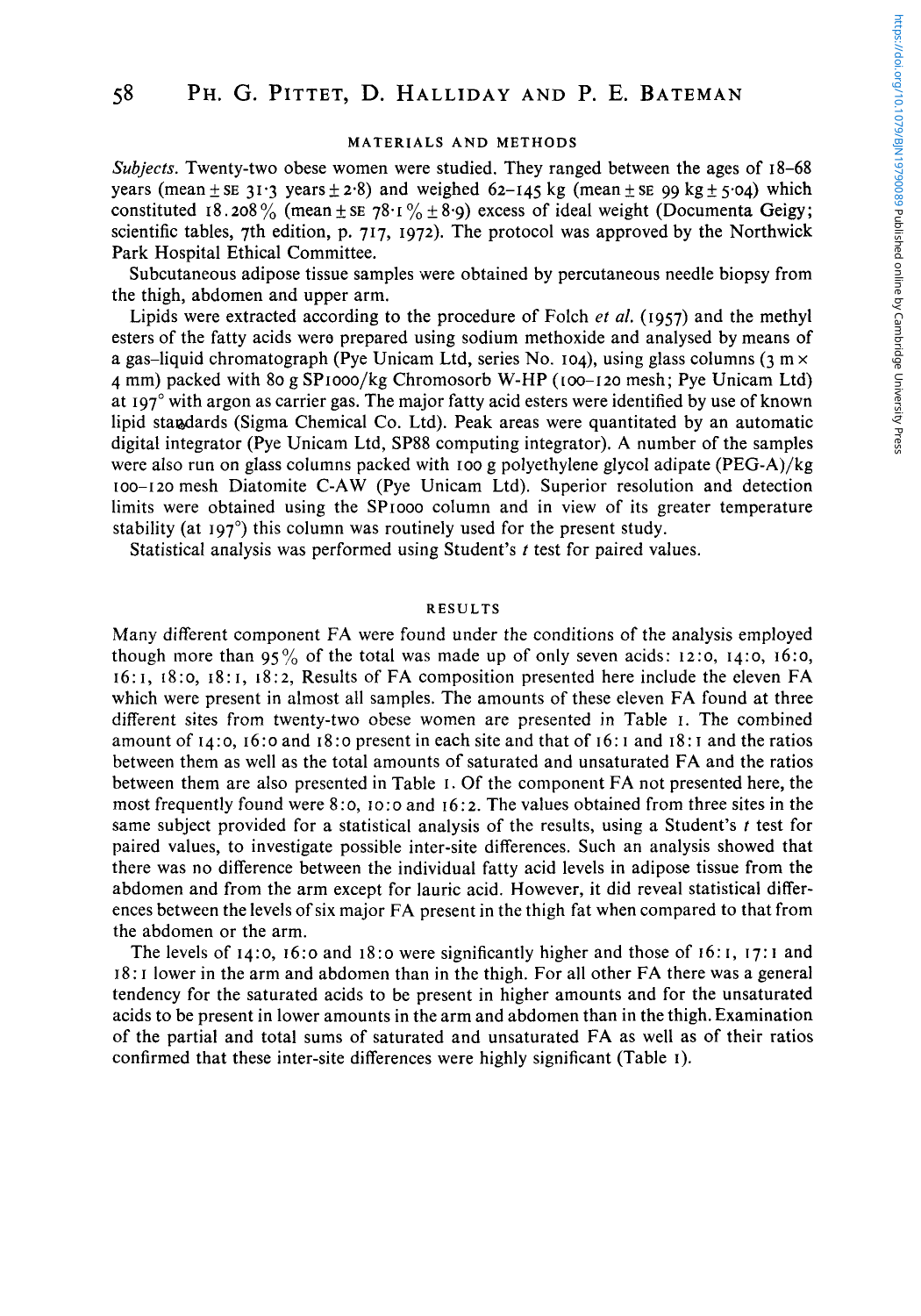## MATERIALS AND METHODS

*Subjects*. Twenty-two obese women were studied. They ranged between the ages of 18–68 years (mean ± SE 31·3 years ± 2·8) and weighed 62–145 kg (mean ± SE 99 kg ± 5·04) which constituted 18.208% (mean ± SE 78·1% ± 8·9) excess of ideal weight (Documenta Geigy; scientific tables, 7th edition, p. 717, 1972). The protocol was approved by the Northwick Park Hospital Ethical Committee.

Subcutaneous adipose tissue samples were obtained by percutaneous needle biopsy from the thigh, abdomen and upper arm.

Lipids were extracted according to the procedure of Folch *et al*. (1957) and the methyl esters of the fatty acids were prepared using sodium methoxide and analysed by means of a gas–liquid chromatograph (Pye Unicam Ltd, series No. 104), using glass columns (3 m × 4 mm) packed with 80 g SP1000/kg Chromosorb W-HP (100–120 mesh; Pye Unicam Ltd) at 197° with argon as carrier gas. The major fatty acid esters were identified by use of known lipid standards (Sigma Chemical Co. Ltd). Peak areas were quantitated by an automatic digital integrator (Pye Unicam Ltd, SP88 computing integrator). A number of the samples were also run on glass columns packed with 100 g polyethylene glycol adipate (PEG-A)/kg 100–120 mesh Diatomite C-AW (Pye Unicam Ltd). Superior resolution and detection limits were obtained using the SP1000 column and in view of its greater temperature stability (at 197°) this column was routinely used for the present study.

Statistical analysis was performed using Student's *t* test for paired values.

## RESULTS

Many different component FA were found under the conditions of the analysis employed though more than 95% of the total was made up of only seven acids: 12:0, 14:0, 16:0, 16:1, 18:0, 18:1, 18:2, Results of FA composition presented here include the eleven FA which were present in almost all samples. The amounts of these eleven FA found at three different sites from twenty-two obese women are presented in Table 1. The combined amount of 14:0, 16:0 and 18:0 present in each site and that of 16:1 and 18:1 and the ratios between them as well as the total amounts of saturated and unsaturated FA and the ratios between them are also presented in Table 1. Of the component FA not presented here, the most frequently found were 8:0, 10:0 and 16:2. The values obtained from three sites in the same subject provided for a statistical analysis of the results, using a Student's *t* test for paired values, to investigate possible inter-site differences. Such an analysis showed that there was no difference between the individual fatty acid levels in adipose tissue from the abdomen and from the arm except for lauric acid. However, it did reveal statistical differences between the levels of six major FA present in the thigh fat when compared to that from the abdomen or the arm.

The levels of 14:0, 16:0 and 18:0 were significantly higher and those of 16:1, 17:1 and 18:1 lower in the arm and abdomen than in the thigh. For all other FA there was a general tendency for the saturated acids to be present in higher amounts and for the unsaturated acids to be present in lower amounts in the arm and abdomen than in the thigh. Examination of the partial and total sums of saturated and unsaturated FA as well as of their ratios confirmed that these inter-site differences were highly significant (Table 1).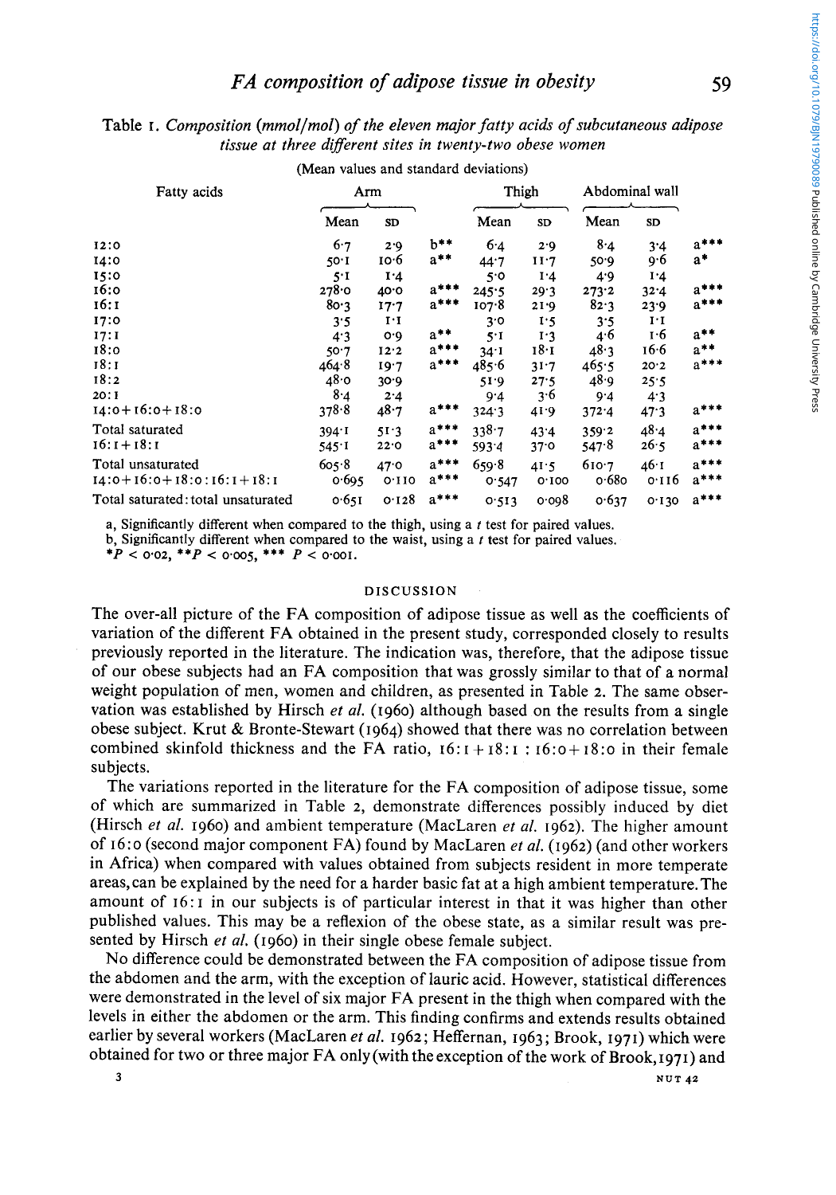Table 1. *Composition (mmol/mol) of the eleven major fatty acids of subcutaneous adipose tissue at three different sites in twenty-two obese women*

(Mean values and standard deviations)

| Fatty acids | Arm | | | Thigh | | Abdominal wall | | |
|---|---|---|---|---|---|---|---|---|
| | Mean | SD | | Mean | SD | Mean | SD | |
| 12:0 | 6·7 | 2·9 | b** | 6·4 | 2·9 | 8·4 | 3·4 | a*** |
| 14:0 | 50·1 | 10·6 | a** | 44·7 | 11·7 | 50·9 | 9·6 | a* |
| 15:0 | 5·1 | 1·4 | | 5·0 | 1·4 | 4·9 | 1·4 | |
| 16:0 | 278·0 | 40·0 | a*** | 245·5 | 29·3 | 273·2 | 32·4 | a*** |
| 16:1 | 80·3 | 17·7 | a*** | 107·8 | 21·9 | 82·3 | 23·9 | a*** |
| 17:0 | 3·5 | 1·1 | | 3·0 | 1·5 | 3·5 | 1·1 | |
| 17:1 | 4·3 | 0·9 | a** | 5·1 | 1·3 | 4·6 | 1·6 | a** |
| 18:0 | 50·7 | 12·2 | a*** | 34·1 | 18·1 | 48·3 | 16·6 | a** |
| 18:1 | 464·8 | 19·7 | a*** | 485·6 | 31·7 | 465·5 | 20·2 | a*** |
| 18:2 | 48·0 | 30·9 | | 51·9 | 27·5 | 48·9 | 25·5 | |
| 20:1 | 8·4 | 2·4 | | 9·4 | 3·6 | 9·4 | 4·3 | |
| 14:0+16:0+18:0 | 378·8 | 48·7 | a*** | 324·3 | 41·9 | 372·4 | 47·3 | a*** |
| Total saturated | 394·1 | 51·3 | a*** | 338·7 | 43·4 | 359·2 | 48·4 | a*** |
| 16:1+18:1 | 545·1 | 22·0 | a*** | 593·4 | 37·0 | 547·8 | 26·5 | a*** |
| Total unsaturated | 605·8 | 47·0 | a*** | 659·8 | 41·5 | 610·7 | 46·1 | a*** |
| 14:0+16:0+18:0:16:1+18:1 | 0·695 | 0·110 | a*** | 0·547 | 0·100 | 0·680 | 0·116 | a*** |
| Total saturated: total unsaturated | 0·651 | 0·128 | a*** | 0·513 | 0·098 | 0·637 | 0·130 | a*** |

a, Significantly different when compared to the thigh, using a *t* test for paired values.
b, Significantly different when compared to the waist, using a *t* test for paired values.
*$P < 0.02$, **$P < 0.005$, *** $P < 0.001$.

## DISCUSSION

The over-all picture of the FA composition of adipose tissue as well as the coefficients of variation of the different FA obtained in the present study, corresponded closely to results previously reported in the literature. The indication was, therefore, that the adipose tissue of our obese subjects had an FA composition that was grossly similar to that of a normal weight population of men, women and children, as presented in Table 2. The same observation was established by Hirsch *et al.* (1960) although based on the results from a single obese subject. Krut & Bronte-Stewart (1964) showed that there was no correlation between combined skinfold thickness and the FA ratio, 16:1+18:1 : 16:0+18:0 in their female subjects.

The variations reported in the literature for the FA composition of adipose tissue, some of which are summarized in Table 2, demonstrate differences possibly induced by diet (Hirsch *et al.* 1960) and ambient temperature (MacLaren *et al.* 1962). The higher amount of 16:0 (second major component FA) found by MacLaren *et al.* (1962) (and other workers in Africa) when compared with values obtained from subjects resident in more temperate areas, can be explained by the need for a harder basic fat at a high ambient temperature. The amount of 16:1 in our subjects is of particular interest in that it was higher than other published values. This may be a reflexion of the obese state, as a similar result was presented by Hirsch *et al.* (1960) in their single obese female subject.

No difference could be demonstrated between the FA composition of adipose tissue from the abdomen and the arm, with the exception of lauric acid. However, statistical differences were demonstrated in the level of six major FA present in the thigh when compared with the levels in either the abdomen or the arm. This finding confirms and extends results obtained earlier by several workers (MacLaren *et al.* 1962; Heffernan, 1963; Brook, 1971) which were obtained for two or three major FA only (with the exception of the work of Brook, 1971) and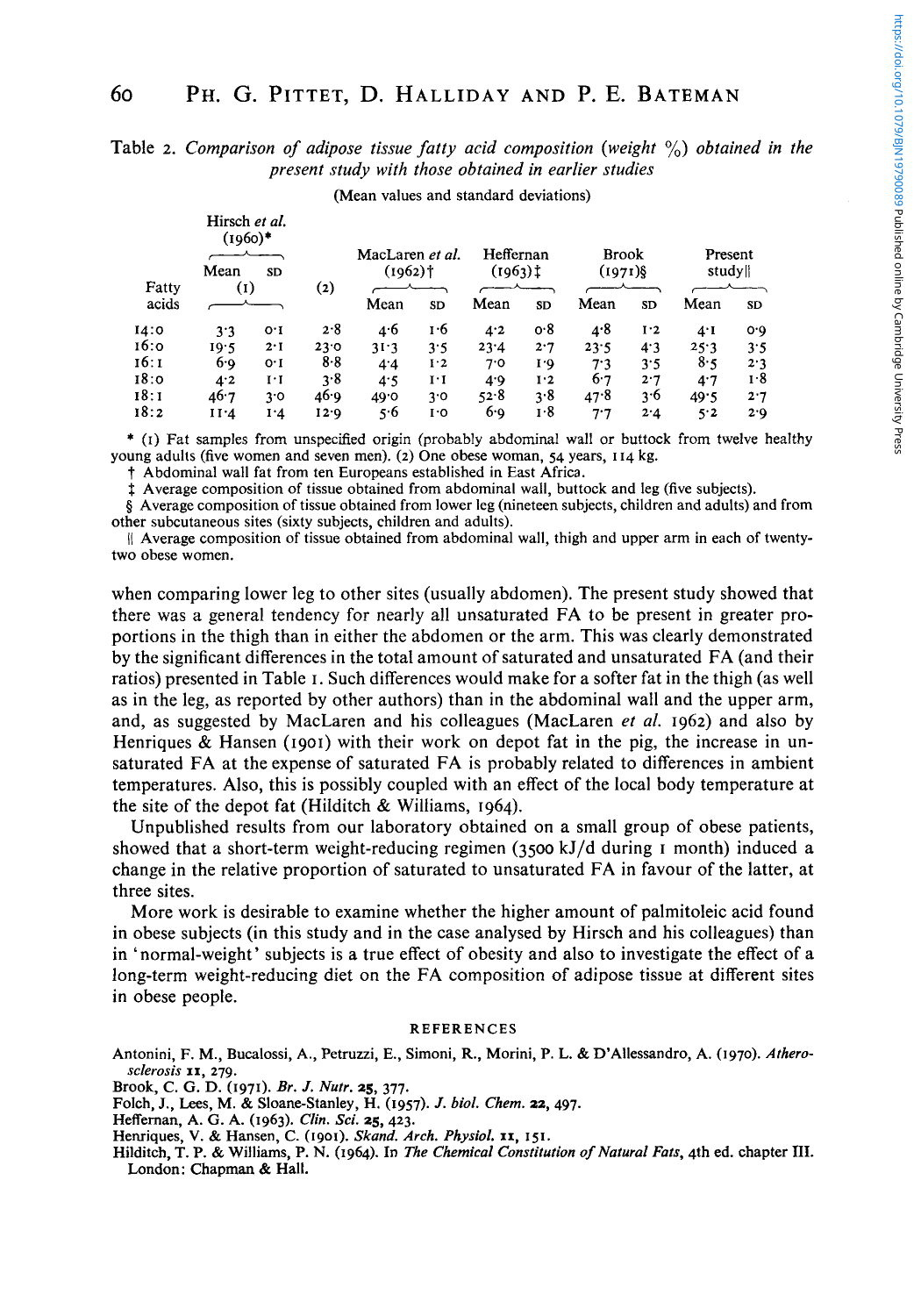Table 2. *Comparison of adipose tissue fatty acid composition (weight %) obtained in the present study with those obtained in earlier studies*

(Mean values and standard deviations)

| Fatty acids | Hirsch *et al.* (1960)* (1) Mean | SD | (2) | MacLaren *et al.* (1962)† Mean | SD | Heffernan (1963)‡ Mean | SD | Brook (1971)§ Mean | SD | Present study‖ Mean | SD |
|---|---|---|---|---|---|---|---|---|---|---|---|
| 14:0 | 3·3 | 0·1 | 2·8 | 4·6 | 1·6 | 4·2 | 0·8 | 4·8 | 1·2 | 4·1 | 0·9 |
| 16:0 | 19·5 | 2·1 | 23·0 | 31·3 | 3·5 | 23·4 | 2·7 | 23·5 | 4·3 | 25·3 | 3·5 |
| 16:1 | 6·9 | 0·1 | 8·8 | 4·4 | 1·2 | 7·0 | 1·9 | 7·3 | 3·5 | 8·5 | 2·3 |
| 18:0 | 4·2 | 1·1 | 3·8 | 4·5 | 1·1 | 4·9 | 1·2 | 6·7 | 2·7 | 4·7 | 1·8 |
| 18:1 | 46·7 | 3·0 | 46·9 | 49·0 | 3·0 | 52·8 | 3·8 | 47·8 | 3·6 | 49·5 | 2·7 |
| 18:2 | 11·4 | 1·4 | 12·9 | 5·6 | 1·0 | 6·9 | 1·8 | 7·7 | 2·4 | 5·2 | 2·9 |

\* (1) Fat samples from unspecified origin (probably abdominal wall or buttock from twelve healthy young adults (five women and seven men). (2) One obese woman, 54 years, 114 kg.

† Abdominal wall fat from ten Europeans established in East Africa.

‡ Average composition of tissue obtained from abdominal wall, buttock and leg (five subjects).

§ Average composition of tissue obtained from lower leg (nineteen subjects, children and adults) and from other subcutaneous sites (sixty subjects, children and adults).

‖ Average composition of tissue obtained from abdominal wall, thigh and upper arm in each of twenty-two obese women.

when comparing lower leg to other sites (usually abdomen). The present study showed that there was a general tendency for nearly all unsaturated FA to be present in greater proportions in the thigh than in either the abdomen or the arm. This was clearly demonstrated by the significant differences in the total amount of saturated and unsaturated FA (and their ratios) presented in Table 1. Such differences would make for a softer fat in the thigh (as well as in the leg, as reported by other authors) than in the abdominal wall and the upper arm, and, as suggested by MacLaren and his colleagues (MacLaren *et al.* 1962) and also by Henriques & Hansen (1901) with their work on depot fat in the pig, the increase in unsaturated FA at the expense of saturated FA is probably related to differences in ambient temperatures. Also, this is possibly coupled with an effect of the local body temperature at the site of the depot fat (Hilditch & Williams, 1964).

Unpublished results from our laboratory obtained on a small group of obese patients, showed that a short-term weight-reducing regimen (3500 kJ/d during 1 month) induced a change in the relative proportion of saturated to unsaturated FA in favour of the latter, at three sites.

More work is desirable to examine whether the higher amount of palmitoleic acid found in obese subjects (in this study and in the case analysed by Hirsch and his colleagues) than in 'normal-weight' subjects is a true effect of obesity and also to investigate the effect of a long-term weight-reducing diet on the FA composition of adipose tissue at different sites in obese people.

## REFERENCES

Antonini, F. M., Bucalossi, A., Petruzzi, E., Simoni, R., Morini, P. L. & D'Allessandro, A. (1970). *Atherosclerosis* **11**, 279.

Brook, C. G. D. (1971). *Br. J. Nutr.* **25**, 377.

Folch, J., Lees, M. & Sloane-Stanley, H. (1957). *J. biol. Chem.* **22**, 497.

Heffernan, A. G. A. (1963). *Clin. Sci.* **25**, 423.

Henriques, V. & Hansen, C. (1901). *Skand. Arch. Physiol.* **11**, 151.

Hilditch, T. P. & Williams, P. N. (1964). In *The Chemical Constitution of Natural Fats*, 4th ed. chapter III. London: Chapman & Hall.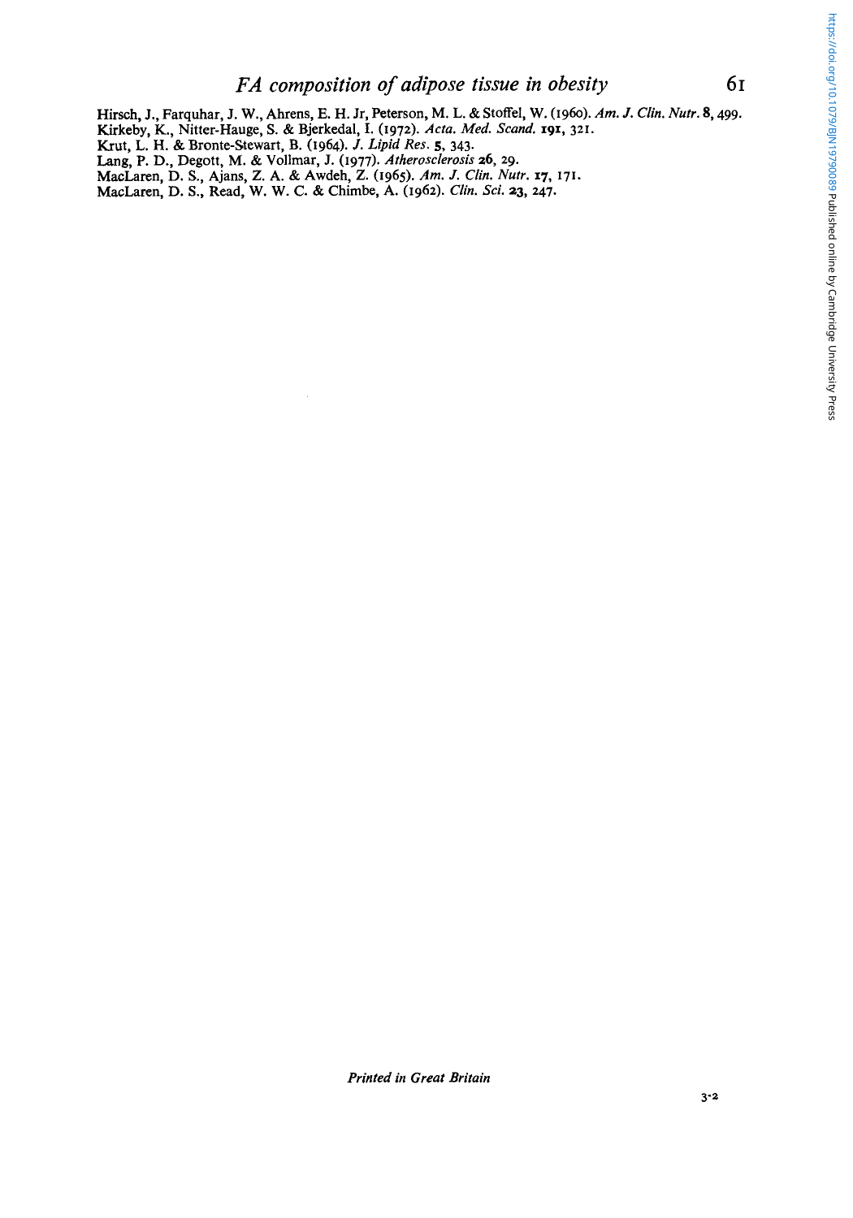Hirsch, J., Farquhar, J. W., Ahrens, E. H. Jr, Peterson, M. L. & Stoffel, W. (1960). *Am. J. Clin. Nutr.* **8**, 499.
Kirkeby, K., Nitter-Hauge, S. & Bjerkedal, I. (1972). *Acta. Med. Scand.* **191**, 321.
Krut, L. H. & Bronte-Stewart, B. (1964). *J. Lipid Res.* **5**, 343.
Lang, P. D., Degott, M. & Vollmar, J. (1977). *Atherosclerosis* **26**, 29.
MacLaren, D. S., Ajans, Z. A. & Awdeh, Z. (1965). *Am. J. Clin. Nutr.* **17**, 171.
MacLaren, D. S., Read, W. W. C. & Chimbe, A. (1962). *Clin. Sci.* **23**, 247.

*Printed in Great Britain*